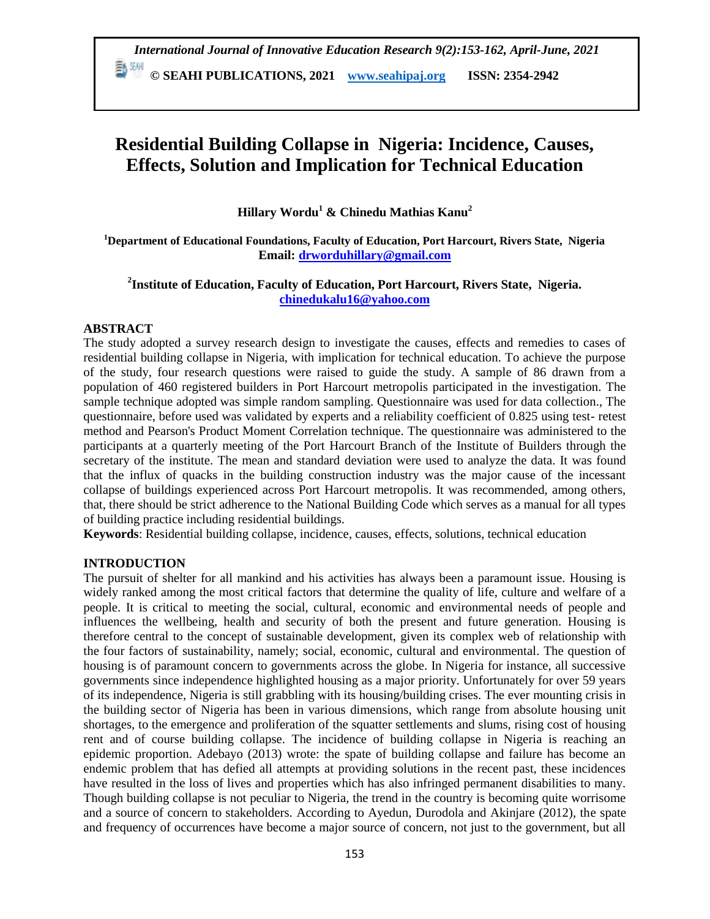# Residential Building Collapse in Nigeria: Incidence, Causes, Effects, Solution and Implication for Technical Education

**Hillary Wordu[1] & Chinedu Mathias Kanu[2]**

**[1]Department of Educational Foundations, Faculty of Education, Port Harcourt, Rivers State, Nigeria**
**Email: drworduhillary@gmail.com**

**[2]Institute of Education, Faculty of Education, Port Harcourt, Rivers State, Nigeria.**
**chinedukalu16@yahoo.com**

## ABSTRACT

The study adopted a survey research design to investigate the causes, effects and remedies to cases of residential building collapse in Nigeria, with implication for technical education. To achieve the purpose of the study, four research questions were raised to guide the study. A sample of 86 drawn from a population of 460 registered builders in Port Harcourt metropolis participated in the investigation. The sample technique adopted was simple random sampling. Questionnaire was used for data collection., The questionnaire, before used was validated by experts and a reliability coefficient of 0.825 using test- retest method and Pearson's Product Moment Correlation technique. The questionnaire was administered to the participants at a quarterly meeting of the Port Harcourt Branch of the Institute of Builders through the secretary of the institute. The mean and standard deviation were used to analyze the data. It was found that the influx of quacks in the building construction industry was the major cause of the incessant collapse of buildings experienced across Port Harcourt metropolis. It was recommended, among others, that, there should be strict adherence to the National Building Code which serves as a manual for all types of building practice including residential buildings.

**Keywords**: Residential building collapse, incidence, causes, effects, solutions, technical education

## INTRODUCTION

The pursuit of shelter for all mankind and his activities has always been a paramount issue. Housing is widely ranked among the most critical factors that determine the quality of life, culture and welfare of a people. It is critical to meeting the social, cultural, economic and environmental needs of people and influences the wellbeing, health and security of both the present and future generation. Housing is therefore central to the concept of sustainable development, given its complex web of relationship with the four factors of sustainability, namely; social, economic, cultural and environmental. The question of housing is of paramount concern to governments across the globe. In Nigeria for instance, all successive governments since independence highlighted housing as a major priority. Unfortunately for over 59 years of its independence, Nigeria is still grabbling with its housing/building crises. The ever mounting crisis in the building sector of Nigeria has been in various dimensions, which range from absolute housing unit shortages, to the emergence and proliferation of the squatter settlements and slums, rising cost of housing rent and of course building collapse. The incidence of building collapse in Nigeria is reaching an epidemic proportion. Adebayo (2013) wrote: the spate of building collapse and failure has become an endemic problem that has defied all attempts at providing solutions in the recent past, these incidences have resulted in the loss of lives and properties which has also infringed permanent disabilities to many. Though building collapse is not peculiar to Nigeria, the trend in the country is becoming quite worrisome and a source of concern to stakeholders. According to Ayedun, Durodola and Akinjare (2012), the spate and frequency of occurrences have become a major source of concern, not just to the government, but all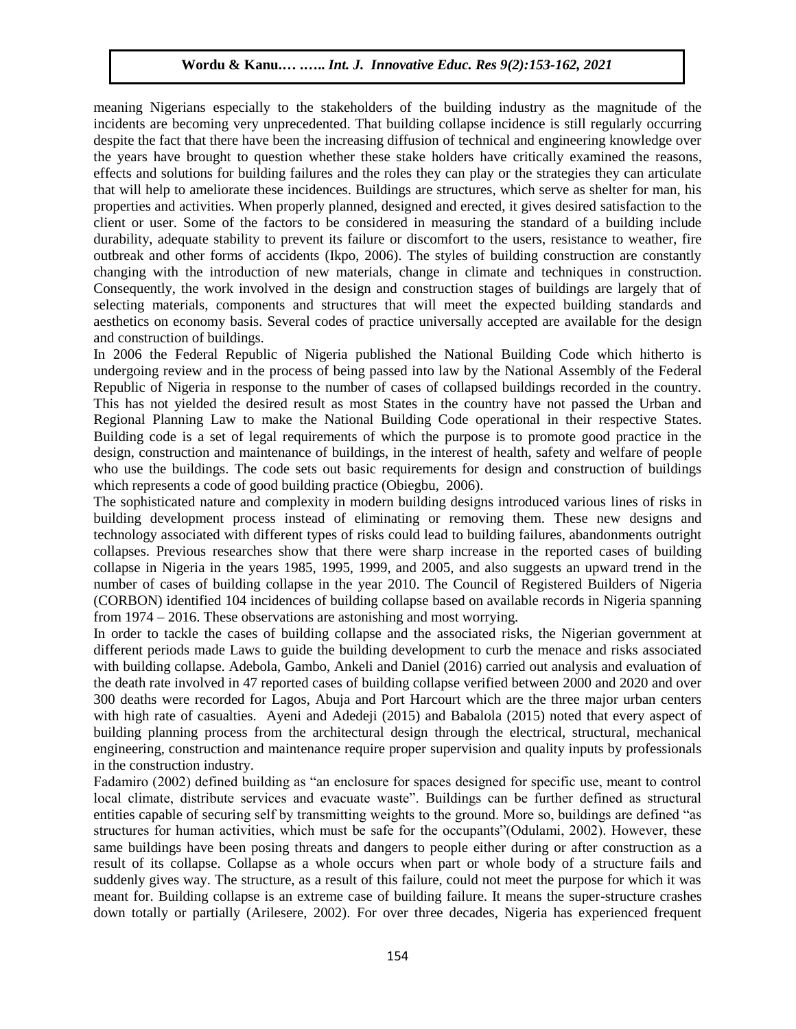meaning Nigerians especially to the stakeholders of the building industry as the magnitude of the incidents are becoming very unprecedented. That building collapse incidence is still regularly occurring despite the fact that there have been the increasing diffusion of technical and engineering knowledge over the years have brought to question whether these stake holders have critically examined the reasons, effects and solutions for building failures and the roles they can play or the strategies they can articulate that will help to ameliorate these incidences. Buildings are structures, which serve as shelter for man, his properties and activities. When properly planned, designed and erected, it gives desired satisfaction to the client or user. Some of the factors to be considered in measuring the standard of a building include durability, adequate stability to prevent its failure or discomfort to the users, resistance to weather, fire outbreak and other forms of accidents (Ikpo, 2006). The styles of building construction are constantly changing with the introduction of new materials, change in climate and techniques in construction. Consequently, the work involved in the design and construction stages of buildings are largely that of selecting materials, components and structures that will meet the expected building standards and aesthetics on economy basis. Several codes of practice universally accepted are available for the design and construction of buildings.

In 2006 the Federal Republic of Nigeria published the National Building Code which hitherto is undergoing review and in the process of being passed into law by the National Assembly of the Federal Republic of Nigeria in response to the number of cases of collapsed buildings recorded in the country. This has not yielded the desired result as most States in the country have not passed the Urban and Regional Planning Law to make the National Building Code operational in their respective States. Building code is a set of legal requirements of which the purpose is to promote good practice in the design, construction and maintenance of buildings, in the interest of health, safety and welfare of people who use the buildings. The code sets out basic requirements for design and construction of buildings which represents a code of good building practice (Obiegbu, 2006).

The sophisticated nature and complexity in modern building designs introduced various lines of risks in building development process instead of eliminating or removing them. These new designs and technology associated with different types of risks could lead to building failures, abandonments outright collapses. Previous researches show that there were sharp increase in the reported cases of building collapse in Nigeria in the years 1985, 1995, 1999, and 2005, and also suggests an upward trend in the number of cases of building collapse in the year 2010. The Council of Registered Builders of Nigeria (CORBON) identified 104 incidences of building collapse based on available records in Nigeria spanning from 1974 – 2016. These observations are astonishing and most worrying.

In order to tackle the cases of building collapse and the associated risks, the Nigerian government at different periods made Laws to guide the building development to curb the menace and risks associated with building collapse. Adebola, Gambo, Ankeli and Daniel (2016) carried out analysis and evaluation of the death rate involved in 47 reported cases of building collapse verified between 2000 and 2020 and over 300 deaths were recorded for Lagos, Abuja and Port Harcourt which are the three major urban centers with high rate of casualties. Ayeni and Adedeji (2015) and Babalola (2015) noted that every aspect of building planning process from the architectural design through the electrical, structural, mechanical engineering, construction and maintenance require proper supervision and quality inputs by professionals in the construction industry.

Fadamiro (2002) defined building as "an enclosure for spaces designed for specific use, meant to control local climate, distribute services and evacuate waste". Buildings can be further defined as structural entities capable of securing self by transmitting weights to the ground. More so, buildings are defined "as structures for human activities, which must be safe for the occupants"(Odulami, 2002). However, these same buildings have been posing threats and dangers to people either during or after construction as a result of its collapse. Collapse as a whole occurs when part or whole body of a structure fails and suddenly gives way. The structure, as a result of this failure, could not meet the purpose for which it was meant for. Building collapse is an extreme case of building failure. It means the super-structure crashes down totally or partially (Arilesere, 2002). For over three decades, Nigeria has experienced frequent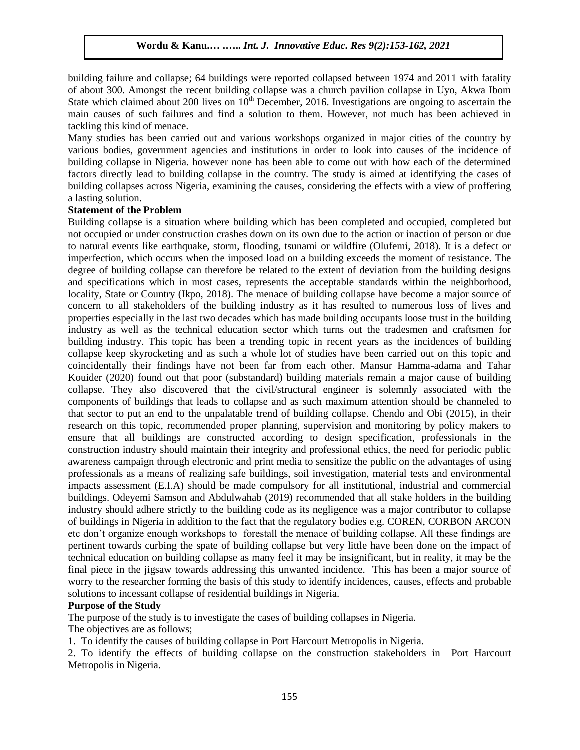building failure and collapse; 64 buildings were reported collapsed between 1974 and 2011 with fatality of about 300. Amongst the recent building collapse was a church pavilion collapse in Uyo, Akwa Ibom State which claimed about 200 lives on 10th December, 2016. Investigations are ongoing to ascertain the main causes of such failures and find a solution to them. However, not much has been achieved in tackling this kind of menace.

Many studies has been carried out and various workshops organized in major cities of the country by various bodies, government agencies and institutions in order to look into causes of the incidence of building collapse in Nigeria. however none has been able to come out with how each of the determined factors directly lead to building collapse in the country. The study is aimed at identifying the cases of building collapses across Nigeria, examining the causes, considering the effects with a view of proffering a lasting solution.

**Statement of the Problem**

Building collapse is a situation where building which has been completed and occupied, completed but not occupied or under construction crashes down on its own due to the action or inaction of person or due to natural events like earthquake, storm, flooding, tsunami or wildfire (Olufemi, 2018). It is a defect or imperfection, which occurs when the imposed load on a building exceeds the moment of resistance. The degree of building collapse can therefore be related to the extent of deviation from the building designs and specifications which in most cases, represents the acceptable standards within the neighborhood, locality, State or Country (Ikpo, 2018). The menace of building collapse have become a major source of concern to all stakeholders of the building industry as it has resulted to numerous loss of lives and properties especially in the last two decades which has made building occupants loose trust in the building industry as well as the technical education sector which turns out the tradesmen and craftsmen for building industry. This topic has been a trending topic in recent years as the incidences of building collapse keep skyrocketing and as such a whole lot of studies have been carried out on this topic and coincidentally their findings have not been far from each other. Mansur Hamma-adama and Tahar Kouider (2020) found out that poor (substandard) building materials remain a major cause of building collapse. They also discovered that the civil/structural engineer is solemnly associated with the components of buildings that leads to collapse and as such maximum attention should be channeled to that sector to put an end to the unpalatable trend of building collapse. Chendo and Obi (2015), in their research on this topic, recommended proper planning, supervision and monitoring by policy makers to ensure that all buildings are constructed according to design specification, professionals in the construction industry should maintain their integrity and professional ethics, the need for periodic public awareness campaign through electronic and print media to sensitize the public on the advantages of using professionals as a means of realizing safe buildings, soil investigation, material tests and environmental impacts assessment (E.I.A) should be made compulsory for all institutional, industrial and commercial buildings. Odeyemi Samson and Abdulwahab (2019) recommended that all stake holders in the building industry should adhere strictly to the building code as its negligence was a major contributor to collapse of buildings in Nigeria in addition to the fact that the regulatory bodies e.g. COREN, CORBON ARCON etc don't organize enough workshops to forestall the menace of building collapse. All these findings are pertinent towards curbing the spate of building collapse but very little have been done on the impact of technical education on building collapse as many feel it may be insignificant, but in reality, it may be the final piece in the jigsaw towards addressing this unwanted incidence. This has been a major source of worry to the researcher forming the basis of this study to identify incidences, causes, effects and probable solutions to incessant collapse of residential buildings in Nigeria.

**Purpose of the Study**

The purpose of the study is to investigate the cases of building collapses in Nigeria.

The objectives are as follows;

1. To identify the causes of building collapse in Port Harcourt Metropolis in Nigeria.
2. To identify the effects of building collapse on the construction stakeholders in Port Harcourt Metropolis in Nigeria.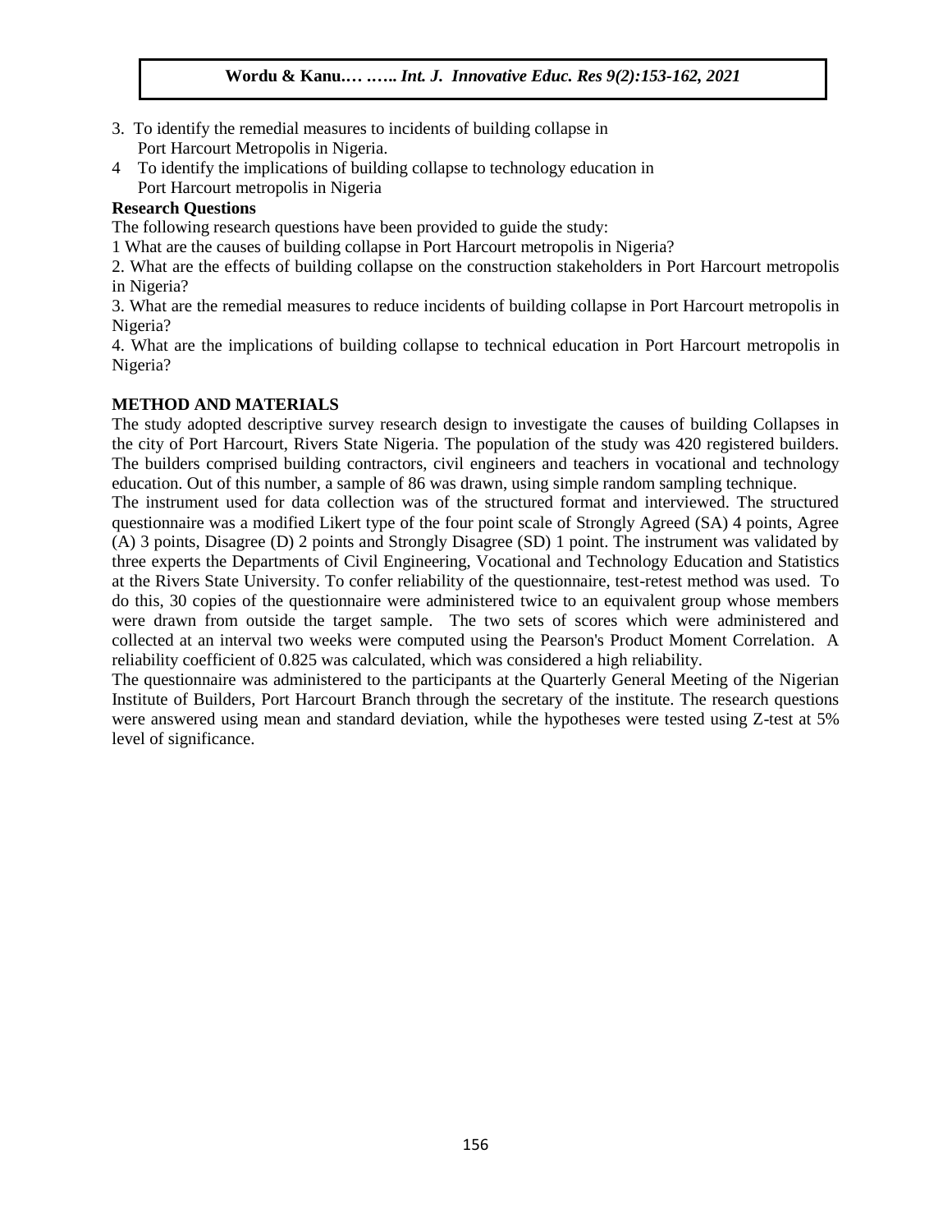3. To identify the remedial measures to incidents of building collapse in Port Harcourt Metropolis in Nigeria.
4 To identify the implications of building collapse to technology education in Port Harcourt metropolis in Nigeria

**Research Questions**

The following research questions have been provided to guide the study:

1 What are the causes of building collapse in Port Harcourt metropolis in Nigeria?

2. What are the effects of building collapse on the construction stakeholders in Port Harcourt metropolis in Nigeria?

3. What are the remedial measures to reduce incidents of building collapse in Port Harcourt metropolis in Nigeria?

4. What are the implications of building collapse to technical education in Port Harcourt metropolis in Nigeria?

## METHOD AND MATERIALS

The study adopted descriptive survey research design to investigate the causes of building Collapses in the city of Port Harcourt, Rivers State Nigeria. The population of the study was 420 registered builders. The builders comprised building contractors, civil engineers and teachers in vocational and technology education. Out of this number, a sample of 86 was drawn, using simple random sampling technique.

The instrument used for data collection was of the structured format and interviewed. The structured questionnaire was a modified Likert type of the four point scale of Strongly Agreed (SA) 4 points, Agree (A) 3 points, Disagree (D) 2 points and Strongly Disagree (SD) 1 point. The instrument was validated by three experts the Departments of Civil Engineering, Vocational and Technology Education and Statistics at the Rivers State University. To confer reliability of the questionnaire, test-retest method was used. To do this, 30 copies of the questionnaire were administered twice to an equivalent group whose members were drawn from outside the target sample. The two sets of scores which were administered and collected at an interval two weeks were computed using the Pearson's Product Moment Correlation. A reliability coefficient of 0.825 was calculated, which was considered a high reliability.

The questionnaire was administered to the participants at the Quarterly General Meeting of the Nigerian Institute of Builders, Port Harcourt Branch through the secretary of the institute. The research questions were answered using mean and standard deviation, while the hypotheses were tested using Z-test at 5% level of significance.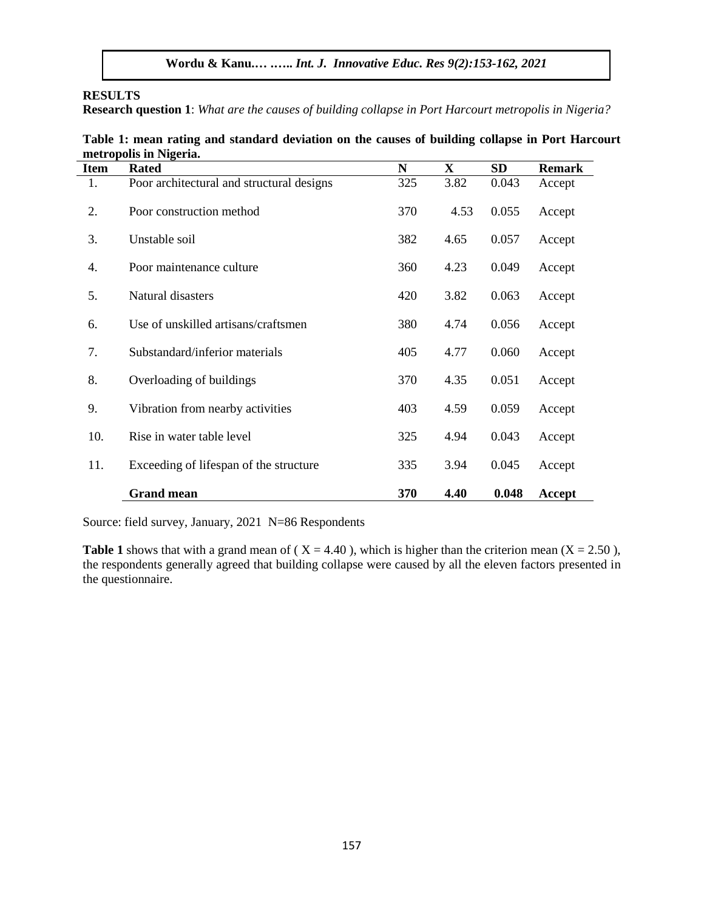**RESULTS**

**Research question 1**: *What are the causes of building collapse in Port Harcourt metropolis in Nigeria?*

**Table 1: mean rating and standard deviation on the causes of building collapse in Port Harcourt metropolis in Nigeria.**

| Item | Rated | N | X | SD | Remark |
|---|---|---|---|---|---|
| 1. | Poor architectural and structural designs | 325 | 3.82 | 0.043 | Accept |
| 2. | Poor construction method | 370 | 4.53 | 0.055 | Accept |
| 3. | Unstable soil | 382 | 4.65 | 0.057 | Accept |
| 4. | Poor maintenance culture | 360 | 4.23 | 0.049 | Accept |
| 5. | Natural disasters | 420 | 3.82 | 0.063 | Accept |
| 6. | Use of unskilled artisans/craftsmen | 380 | 4.74 | 0.056 | Accept |
| 7. | Substandard/inferior materials | 405 | 4.77 | 0.060 | Accept |
| 8. | Overloading of buildings | 370 | 4.35 | 0.051 | Accept |
| 9. | Vibration from nearby activities | 403 | 4.59 | 0.059 | Accept |
| 10. | Rise in water table level | 325 | 4.94 | 0.043 | Accept |
| 11. | Exceeding of lifespan of the structure | 335 | 3.94 | 0.045 | Accept |
| | **Grand mean** | **370** | **4.40** | **0.048** | **Accept** |

Source: field survey, January, 2021 N=86 Respondents

**Table 1** shows that with a grand mean of ( X = 4.40 ), which is higher than the criterion mean (X = 2.50 ), the respondents generally agreed that building collapse were caused by all the eleven factors presented in the questionnaire.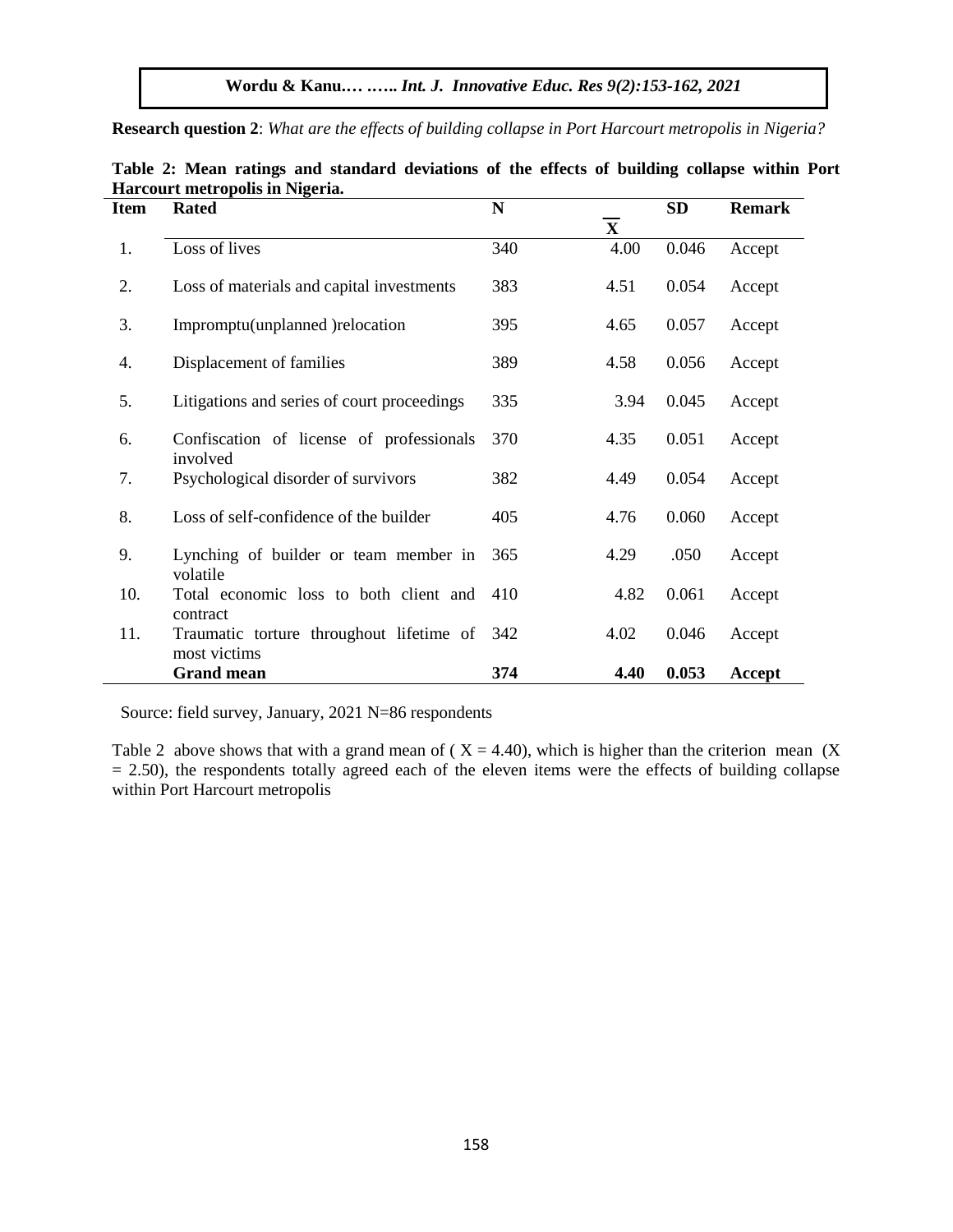**Research question 2**: *What are the effects of building collapse in Port Harcourt metropolis in Nigeria?*

**Table 2: Mean ratings and standard deviations of the effects of building collapse within Port Harcourt metropolis in Nigeria.**

| Item | Rated | N | $\overline{X}$ | SD | Remark |
|---|---|---|---|---|---|
| 1. | Loss of lives | 340 | 4.00 | 0.046 | Accept |
| 2. | Loss of materials and capital investments | 383 | 4.51 | 0.054 | Accept |
| 3. | Impromptu(unplanned )relocation | 395 | 4.65 | 0.057 | Accept |
| 4. | Displacement of families | 389 | 4.58 | 0.056 | Accept |
| 5. | Litigations and series of court proceedings | 335 | 3.94 | 0.045 | Accept |
| 6. | Confiscation of license of professionals involved | 370 | 4.35 | 0.051 | Accept |
| 7. | Psychological disorder of survivors | 382 | 4.49 | 0.054 | Accept |
| 8. | Loss of self-confidence of the builder | 405 | 4.76 | 0.060 | Accept |
| 9. | Lynching of builder or team member in volatile | 365 | 4.29 | .050 | Accept |
| 10. | Total economic loss to both client and contract | 410 | 4.82 | 0.061 | Accept |
| 11. | Traumatic torture throughout lifetime of most victims | 342 | 4.02 | 0.046 | Accept |
| | **Grand mean** | **374** | **4.40** | **0.053** | **Accept** |

Source: field survey, January, 2021 N=86 respondents

Table 2 above shows that with a grand mean of ( X = 4.40), which is higher than the criterion mean (X = 2.50), the respondents totally agreed each of the eleven items were the effects of building collapse within Port Harcourt metropolis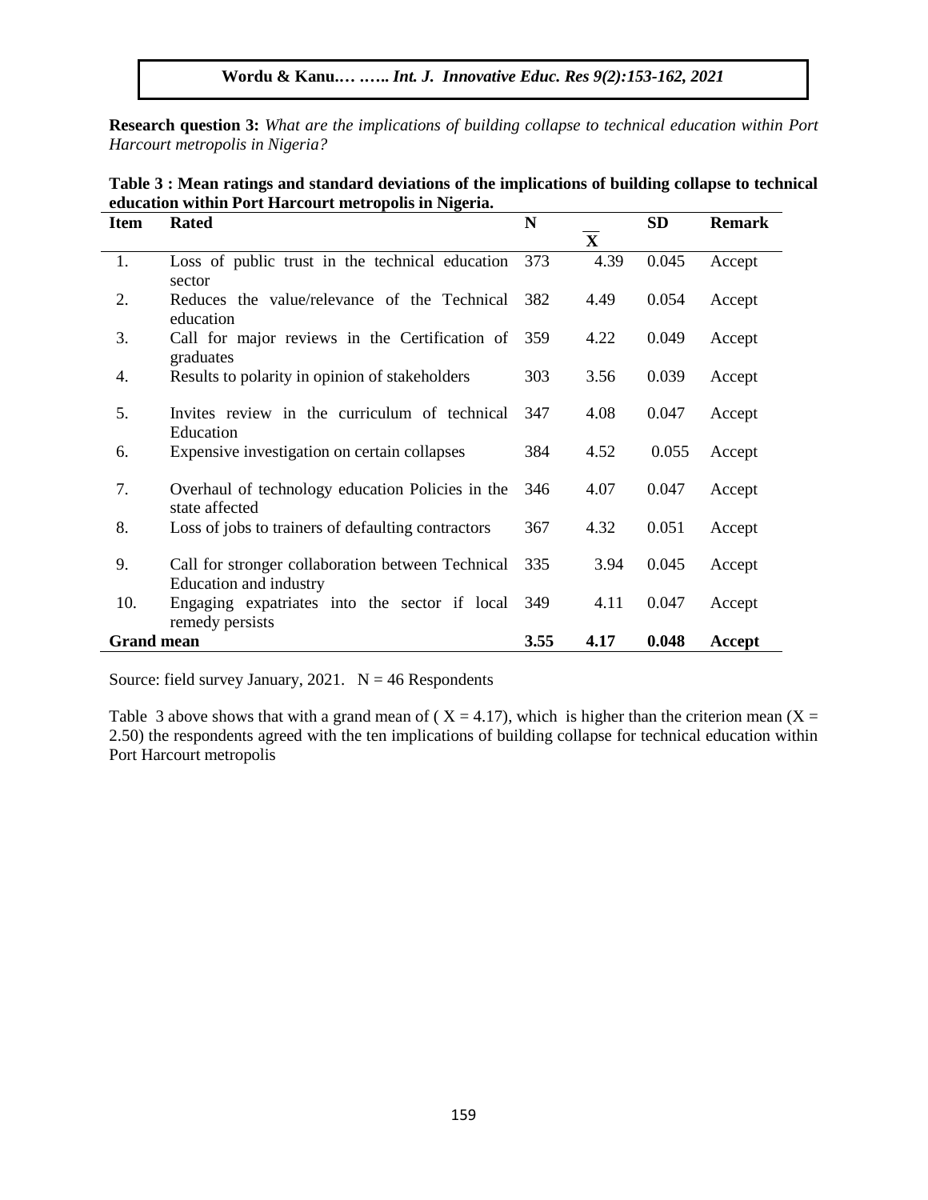**Research question 3:** *What are the implications of building collapse to technical education within Port Harcourt metropolis in Nigeria?*

**Table 3 : Mean ratings and standard deviations of the implications of building collapse to technical education within Port Harcourt metropolis in Nigeria.**

| Item | Rated | N | $\overline{X}$ | SD | Remark |
|---|---|---|---|---|---|
| 1. | Loss of public trust in the technical education sector | 373 | 4.39 | 0.045 | Accept |
| 2. | Reduces the value/relevance of the Technical education | 382 | 4.49 | 0.054 | Accept |
| 3. | Call for major reviews in the Certification of graduates | 359 | 4.22 | 0.049 | Accept |
| 4. | Results to polarity in opinion of stakeholders | 303 | 3.56 | 0.039 | Accept |
| 5. | Invites review in the curriculum of technical Education | 347 | 4.08 | 0.047 | Accept |
| 6. | Expensive investigation on certain collapses | 384 | 4.52 | 0.055 | Accept |
| 7. | Overhaul of technology education Policies in the state affected | 346 | 4.07 | 0.047 | Accept |
| 8. | Loss of jobs to trainers of defaulting contractors | 367 | 4.32 | 0.051 | Accept |
| 9. | Call for stronger collaboration between Technical Education and industry | 335 | 3.94 | 0.045 | Accept |
| 10. | Engaging expatriates into the sector if local remedy persists | 349 | 4.11 | 0.047 | Accept |
| **Grand mean** | | **3.55** | **4.17** | **0.048** | **Accept** |

Source: field survey January, 2021. N = 46 Respondents

Table 3 above shows that with a grand mean of ( X = 4.17), which is higher than the criterion mean (X = 2.50) the respondents agreed with the ten implications of building collapse for technical education within Port Harcourt metropolis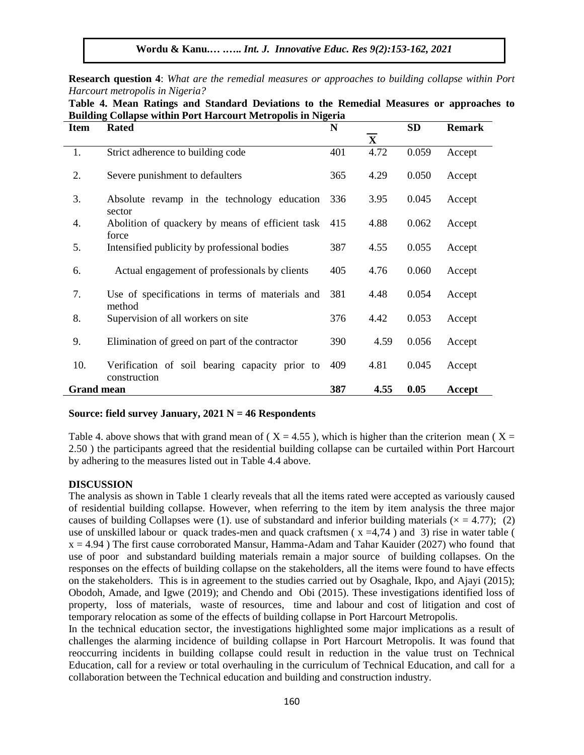**Research question 4**: *What are the remedial measures or approaches to building collapse within Port Harcourt metropolis in Nigeria?*

**Table 4. Mean Ratings and Standard Deviations to the Remedial Measures or approaches to Building Collapse within Port Harcourt Metropolis in Nigeria**

| Item | Rated | N | $\overline{X}$ | SD | Remark |
|---|---|---|---|---|---|
| 1. | Strict adherence to building code | 401 | 4.72 | 0.059 | Accept |
| 2. | Severe punishment to defaulters | 365 | 4.29 | 0.050 | Accept |
| 3. | Absolute revamp in the technology education sector | 336 | 3.95 | 0.045 | Accept |
| 4. | Abolition of quackery by means of efficient task force | 415 | 4.88 | 0.062 | Accept |
| 5. | Intensified publicity by professional bodies | 387 | 4.55 | 0.055 | Accept |
| 6. | Actual engagement of professionals by clients | 405 | 4.76 | 0.060 | Accept |
| 7. | Use of specifications in terms of materials and method | 381 | 4.48 | 0.054 | Accept |
| 8. | Supervision of all workers on site | 376 | 4.42 | 0.053 | Accept |
| 9. | Elimination of greed on part of the contractor | 390 | 4.59 | 0.056 | Accept |
| 10. | Verification of soil bearing capacity prior to construction | 409 | 4.81 | 0.045 | Accept |
| **Grand mean** | | **387** | **4.55** | **0.05** | **Accept** |

**Source: field survey January, 2021 N = 46 Respondents**

Table 4. above shows that with grand mean of ( X = 4.55 ), which is higher than the criterion mean ( X = 2.50 ) the participants agreed that the residential building collapse can be curtailed within Port Harcourt by adhering to the measures listed out in Table 4.4 above.

**DISCUSSION**

The analysis as shown in Table 1 clearly reveals that all the items rated were accepted as variously caused of residential building collapse. However, when referring to the item by item analysis the three major causes of building Collapses were (1). use of substandard and inferior building materials (× = 4.77); (2) use of unskilled labour or quack trades-men and quack craftsmen ( x =4,74 ) and 3) rise in water table ( x = 4.94 ) The first cause corroborated Mansur, Hamma-Adam and Tahar Kauider (2027) who found that use of poor and substandard building materials remain a major source of building collapses. On the responses on the effects of building collapse on the stakeholders, all the items were found to have effects on the stakeholders. This is in agreement to the studies carried out by Osaghale, Ikpo, and Ajayi (2015); Obodoh, Amade, and Igwe (2019); and Chendo and Obi (2015). These investigations identified loss of property, loss of materials, waste of resources, time and labour and cost of litigation and cost of temporary relocation as some of the effects of building collapse in Port Harcourt Metropolis.

In the technical education sector, the investigations highlighted some major implications as a result of challenges the alarming incidence of building collapse in Port Harcourt Metropolis. It was found that reoccurring incidents in building collapse could result in reduction in the value trust on Technical Education, call for a review or total overhauling in the curriculum of Technical Education, and call for a collaboration between the Technical education and building and construction industry.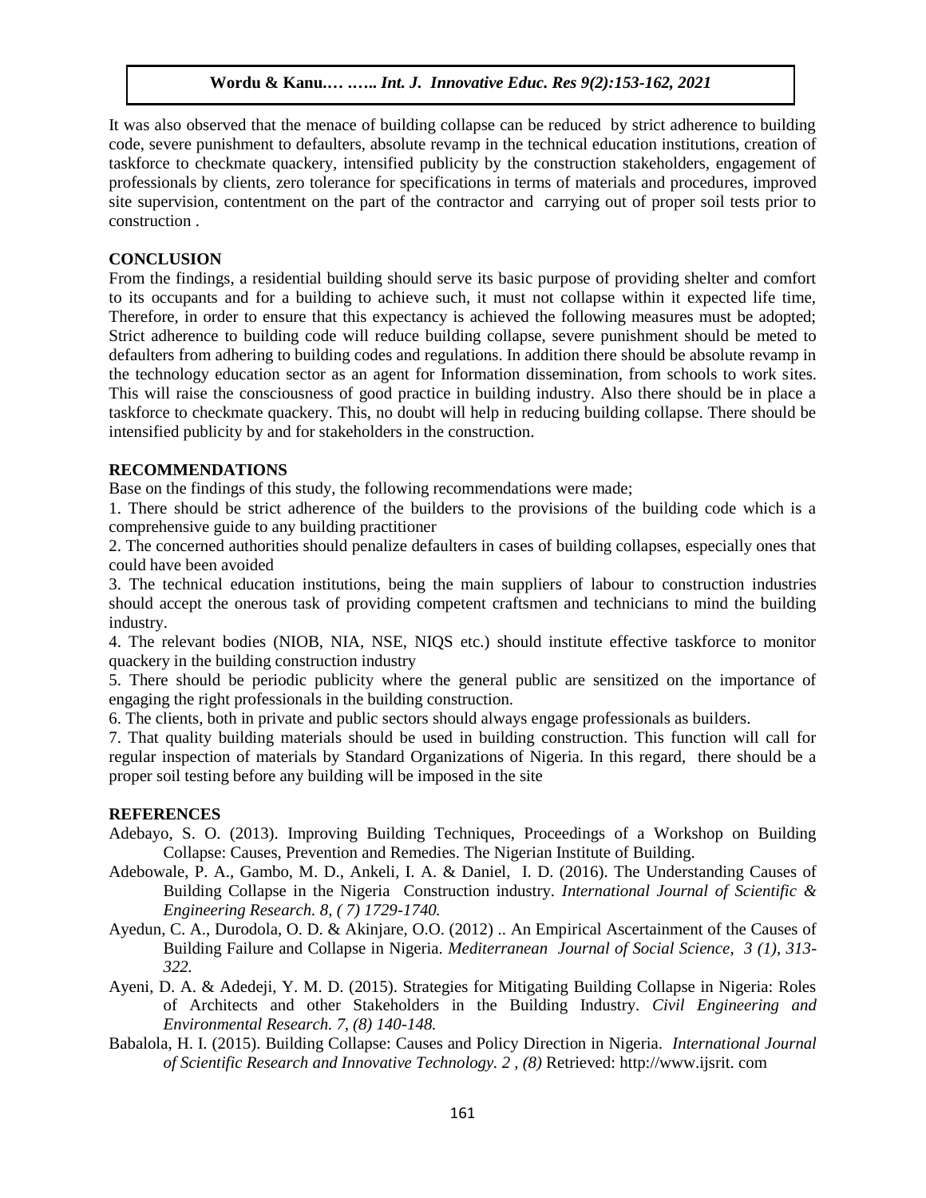It was also observed that the menace of building collapse can be reduced by strict adherence to building code, severe punishment to defaulters, absolute revamp in the technical education institutions, creation of taskforce to checkmate quackery, intensified publicity by the construction stakeholders, engagement of professionals by clients, zero tolerance for specifications in terms of materials and procedures, improved site supervision, contentment on the part of the contractor and carrying out of proper soil tests prior to construction .

## CONCLUSION

From the findings, a residential building should serve its basic purpose of providing shelter and comfort to its occupants and for a building to achieve such, it must not collapse within it expected life time, Therefore, in order to ensure that this expectancy is achieved the following measures must be adopted; Strict adherence to building code will reduce building collapse, severe punishment should be meted to defaulters from adhering to building codes and regulations. In addition there should be absolute revamp in the technology education sector as an agent for Information dissemination, from schools to work sites. This will raise the consciousness of good practice in building industry. Also there should be in place a taskforce to checkmate quackery. This, no doubt will help in reducing building collapse. There should be intensified publicity by and for stakeholders in the construction.

## RECOMMENDATIONS

Base on the findings of this study, the following recommendations were made;

1. There should be strict adherence of the builders to the provisions of the building code which is a comprehensive guide to any building practitioner
2. The concerned authorities should penalize defaulters in cases of building collapses, especially ones that could have been avoided
3. The technical education institutions, being the main suppliers of labour to construction industries should accept the onerous task of providing competent craftsmen and technicians to mind the building industry.
4. The relevant bodies (NIOB, NIA, NSE, NIQS etc.) should institute effective taskforce to monitor quackery in the building construction industry
5. There should be periodic publicity where the general public are sensitized on the importance of engaging the right professionals in the building construction.
6. The clients, both in private and public sectors should always engage professionals as builders.
7. That quality building materials should be used in building construction. This function will call for regular inspection of materials by Standard Organizations of Nigeria. In this regard, there should be a proper soil testing before any building will be imposed in the site

## REFERENCES

Adebayo, S. O. (2013). Improving Building Techniques, Proceedings of a Workshop on Building Collapse: Causes, Prevention and Remedies. The Nigerian Institute of Building.

Adebowale, P. A., Gambo, M. D., Ankeli, I. A. & Daniel, I. D. (2016). The Understanding Causes of Building Collapse in the Nigeria Construction industry. *International Journal of Scientific & Engineering Research. 8, ( 7) 1729-1740.*

Ayedun, C. A., Durodola, O. D. & Akinjare, O.O. (2012) .. An Empirical Ascertainment of the Causes of Building Failure and Collapse in Nigeria. *Mediterranean Journal of Social Science, 3 (1), 313-322.*

Ayeni, D. A. & Adedeji, Y. M. D. (2015). Strategies for Mitigating Building Collapse in Nigeria: Roles of Architects and other Stakeholders in the Building Industry. *Civil Engineering and Environmental Research. 7, (8) 140-148.*

Babalola, H. I. (2015). Building Collapse: Causes and Policy Direction in Nigeria. *International Journal of Scientific Research and Innovative Technology. 2 , (8)* Retrieved: http://www.ijsrit. com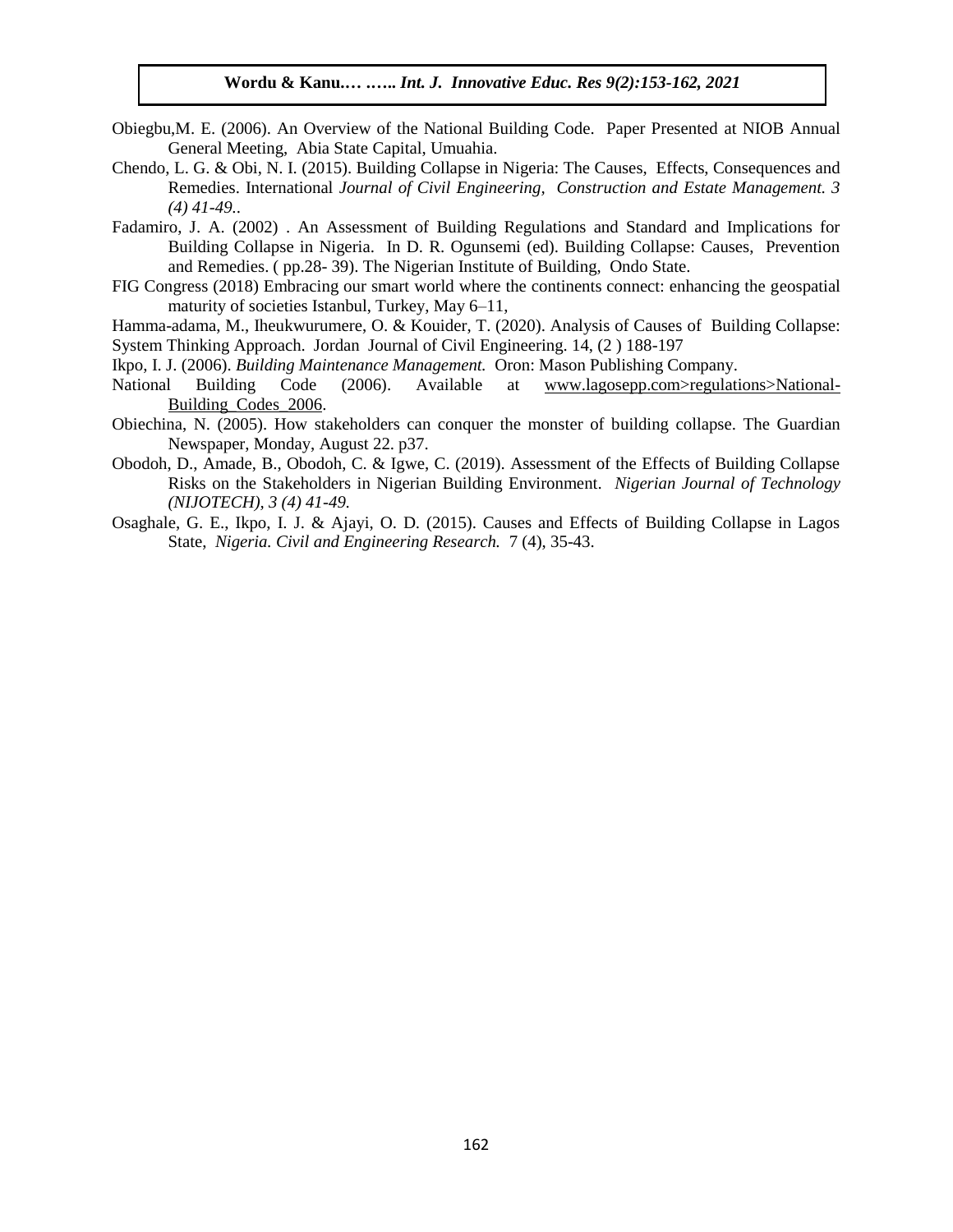Obiegbu,M. E. (2006). An Overview of the National Building Code. Paper Presented at NIOB Annual General Meeting, Abia State Capital, Umuahia.

Chendo, L. G. & Obi, N. I. (2015). Building Collapse in Nigeria: The Causes, Effects, Consequences and Remedies. International *Journal of Civil Engineering, Construction and Estate Management. 3 (4) 41-49.*.

Fadamiro, J. A. (2002) . An Assessment of Building Regulations and Standard and Implications for Building Collapse in Nigeria. In D. R. Ogunsemi (ed). Building Collapse: Causes, Prevention and Remedies. ( pp.28- 39). The Nigerian Institute of Building, Ondo State.

FIG Congress (2018) Embracing our smart world where the continents connect: enhancing the geospatial maturity of societies Istanbul, Turkey, May 6–11,

Hamma-adama, M., Iheukwurumere, O. & Kouider, T. (2020). Analysis of Causes of Building Collapse: System Thinking Approach. Jordan Journal of Civil Engineering. 14, (2 ) 188-197

Ikpo, I. J. (2006). *Building Maintenance Management.* Oron: Mason Publishing Company.

National Building Code (2006). Available at www.lagosepp.com>regulations>National-Building_Codes_2006.

Obiechina, N. (2005). How stakeholders can conquer the monster of building collapse. The Guardian Newspaper, Monday, August 22. p37.

Obodoh, D., Amade, B., Obodoh, C. & Igwe, C. (2019). Assessment of the Effects of Building Collapse Risks on the Stakeholders in Nigerian Building Environment. *Nigerian Journal of Technology (NIJOTECH), 3 (4) 41-49.*

Osaghale, G. E., Ikpo, I. J. & Ajayi, O. D. (2015). Causes and Effects of Building Collapse in Lagos State, *Nigeria. Civil and Engineering Research.* 7 (4), 35-43.